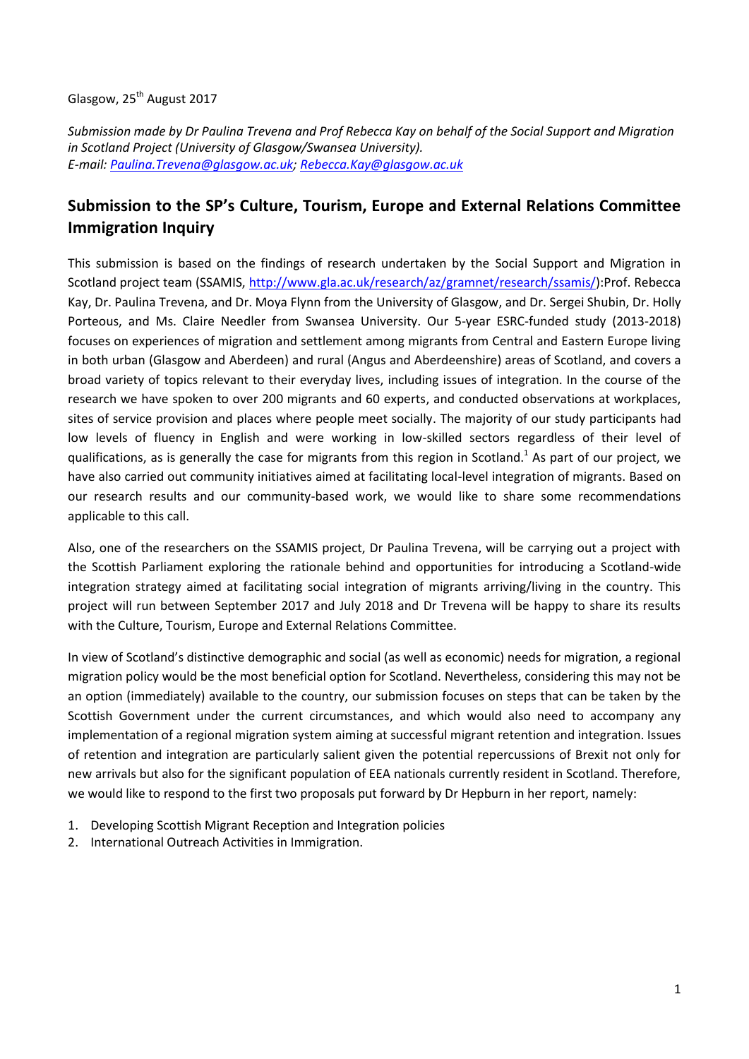Glasgow, 25th August 2017

*Submission made by Dr Paulina Trevena and Prof Rebecca Kay on behalf of the Social Support and Migration in Scotland Project (University of Glasgow/Swansea University).*
*E-mail: Paulina.Trevena@glasgow.ac.uk; Rebecca.Kay@glasgow.ac.uk*

## Submission to the SP's Culture, Tourism, Europe and External Relations Committee Immigration Inquiry

This submission is based on the findings of research undertaken by the Social Support and Migration in Scotland project team (SSAMIS, http://www.gla.ac.uk/research/az/gramnet/research/ssamis/):Prof. Rebecca Kay, Dr. Paulina Trevena, and Dr. Moya Flynn from the University of Glasgow, and Dr. Sergei Shubin, Dr. Holly Porteous, and Ms. Claire Needler from Swansea University. Our 5-year ESRC-funded study (2013-2018) focuses on experiences of migration and settlement among migrants from Central and Eastern Europe living in both urban (Glasgow and Aberdeen) and rural (Angus and Aberdeenshire) areas of Scotland, and covers a broad variety of topics relevant to their everyday lives, including issues of integration. In the course of the research we have spoken to over 200 migrants and 60 experts, and conducted observations at workplaces, sites of service provision and places where people meet socially. The majority of our study participants had low levels of fluency in English and were working in low-skilled sectors regardless of their level of qualifications, as is generally the case for migrants from this region in Scotland.[1] As part of our project, we have also carried out community initiatives aimed at facilitating local-level integration of migrants. Based on our research results and our community-based work, we would like to share some recommendations applicable to this call.

Also, one of the researchers on the SSAMIS project, Dr Paulina Trevena, will be carrying out a project with the Scottish Parliament exploring the rationale behind and opportunities for introducing a Scotland-wide integration strategy aimed at facilitating social integration of migrants arriving/living in the country. This project will run between September 2017 and July 2018 and Dr Trevena will be happy to share its results with the Culture, Tourism, Europe and External Relations Committee.

In view of Scotland's distinctive demographic and social (as well as economic) needs for migration, a regional migration policy would be the most beneficial option for Scotland. Nevertheless, considering this may not be an option (immediately) available to the country, our submission focuses on steps that can be taken by the Scottish Government under the current circumstances, and which would also need to accompany any implementation of a regional migration system aiming at successful migrant retention and integration. Issues of retention and integration are particularly salient given the potential repercussions of Brexit not only for new arrivals but also for the significant population of EEA nationals currently resident in Scotland. Therefore, we would like to respond to the first two proposals put forward by Dr Hepburn in her report, namely:

1. Developing Scottish Migrant Reception and Integration policies
2. International Outreach Activities in Immigration.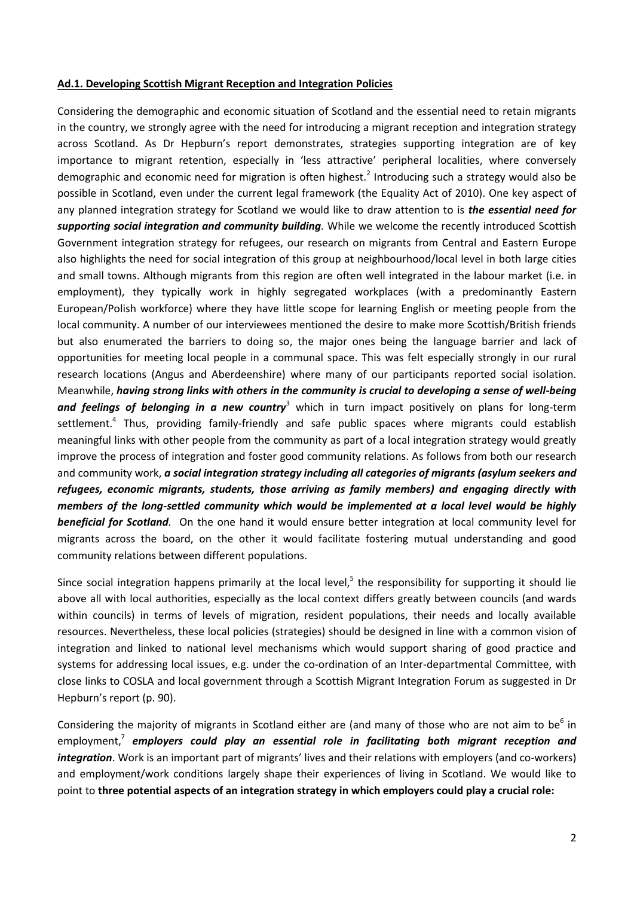**Ad.1. Developing Scottish Migrant Reception and Integration Policies**

Considering the demographic and economic situation of Scotland and the essential need to retain migrants in the country, we strongly agree with the need for introducing a migrant reception and integration strategy across Scotland. As Dr Hepburn's report demonstrates, strategies supporting integration are of key importance to migrant retention, especially in 'less attractive' peripheral localities, where conversely demographic and economic need for migration is often highest.[2] Introducing such a strategy would also be possible in Scotland, even under the current legal framework (the Equality Act of 2010). One key aspect of any planned integration strategy for Scotland we would like to draw attention to is ***the essential need for supporting social integration and community building***. While we welcome the recently introduced Scottish Government integration strategy for refugees, our research on migrants from Central and Eastern Europe also highlights the need for social integration of this group at neighbourhood/local level in both large cities and small towns. Although migrants from this region are often well integrated in the labour market (i.e. in employment), they typically work in highly segregated workplaces (with a predominantly Eastern European/Polish workforce) where they have little scope for learning English or meeting people from the local community. A number of our interviewees mentioned the desire to make more Scottish/British friends but also enumerated the barriers to doing so, the major ones being the language barrier and lack of opportunities for meeting local people in a communal space. This was felt especially strongly in our rural research locations (Angus and Aberdeenshire) where many of our participants reported social isolation. Meanwhile, ***having strong links with others in the community is crucial to developing a sense of well-being and feelings of belonging in a new country***[3] which in turn impact positively on plans for long-term settlement.[4] Thus, providing family-friendly and safe public spaces where migrants could establish meaningful links with other people from the community as part of a local integration strategy would greatly improve the process of integration and foster good community relations. As follows from both our research and community work, ***a social integration strategy including all categories of migrants (asylum seekers and refugees, economic migrants, students, those arriving as family members) and engaging directly with members of the long-settled community which would be implemented at a local level would be highly beneficial for Scotland***. On the one hand it would ensure better integration at local community level for migrants across the board, on the other it would facilitate fostering mutual understanding and good community relations between different populations.

Since social integration happens primarily at the local level,[5] the responsibility for supporting it should lie above all with local authorities, especially as the local context differs greatly between councils (and wards within councils) in terms of levels of migration, resident populations, their needs and locally available resources. Nevertheless, these local policies (strategies) should be designed in line with a common vision of integration and linked to national level mechanisms which would support sharing of good practice and systems for addressing local issues, e.g. under the co-ordination of an Inter-departmental Committee, with close links to COSLA and local government through a Scottish Migrant Integration Forum as suggested in Dr Hepburn's report (p. 90).

Considering the majority of migrants in Scotland either are (and many of those who are not aim to be[6] in employment,[7] ***employers could play an essential role in facilitating both migrant reception and integration***. Work is an important part of migrants' lives and their relations with employers (and co-workers) and employment/work conditions largely shape their experiences of living in Scotland. We would like to point to **three potential aspects of an integration strategy in which employers could play a crucial role:**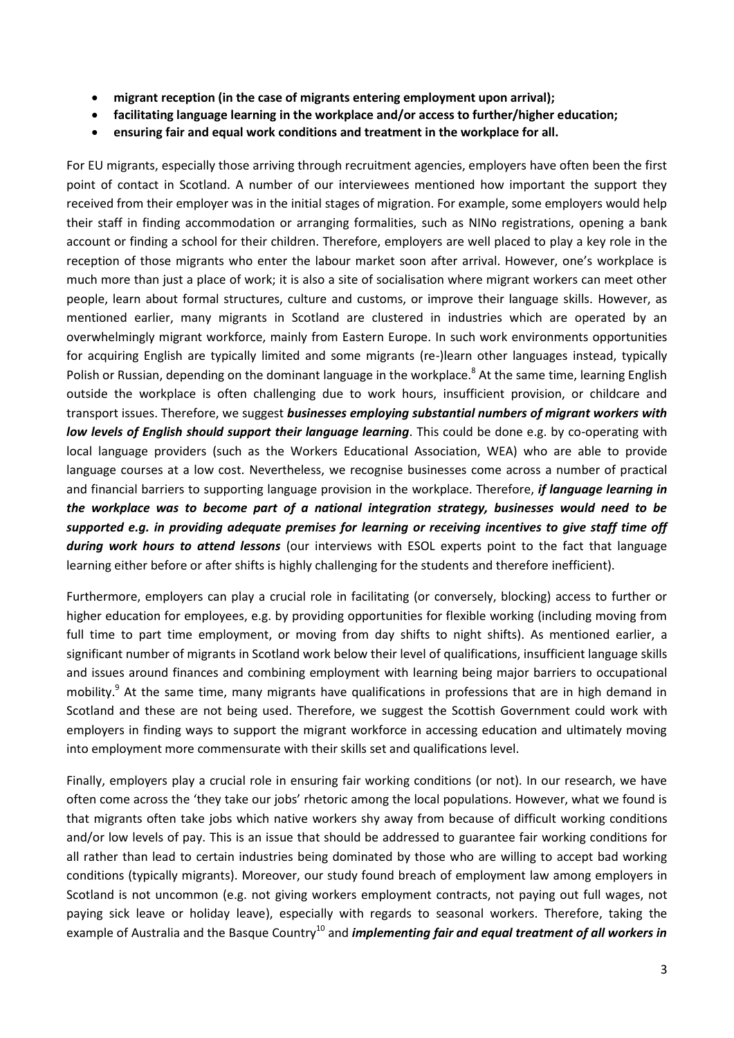- **migrant reception (in the case of migrants entering employment upon arrival);**
- **facilitating language learning in the workplace and/or access to further/higher education;**
- **ensuring fair and equal work conditions and treatment in the workplace for all.**

For EU migrants, especially those arriving through recruitment agencies, employers have often been the first point of contact in Scotland. A number of our interviewees mentioned how important the support they received from their employer was in the initial stages of migration. For example, some employers would help their staff in finding accommodation or arranging formalities, such as NINo registrations, opening a bank account or finding a school for their children. Therefore, employers are well placed to play a key role in the reception of those migrants who enter the labour market soon after arrival. However, one's workplace is much more than just a place of work; it is also a site of socialisation where migrant workers can meet other people, learn about formal structures, culture and customs, or improve their language skills. However, as mentioned earlier, many migrants in Scotland are clustered in industries which are operated by an overwhelmingly migrant workforce, mainly from Eastern Europe. In such work environments opportunities for acquiring English are typically limited and some migrants (re-)learn other languages instead, typically Polish or Russian, depending on the dominant language in the workplace.[8] At the same time, learning English outside the workplace is often challenging due to work hours, insufficient provision, or childcare and transport issues. Therefore, we suggest ***businesses employing substantial numbers of migrant workers with low levels of English should support their language learning***. This could be done e.g. by co-operating with local language providers (such as the Workers Educational Association, WEA) who are able to provide language courses at a low cost. Nevertheless, we recognise businesses come across a number of practical and financial barriers to supporting language provision in the workplace. Therefore, ***if language learning in the workplace was to become part of a national integration strategy, businesses would need to be supported e.g. in providing adequate premises for learning or receiving incentives to give staff time off during work hours to attend lessons*** (our interviews with ESOL experts point to the fact that language learning either before or after shifts is highly challenging for the students and therefore inefficient).

Furthermore, employers can play a crucial role in facilitating (or conversely, blocking) access to further or higher education for employees, e.g. by providing opportunities for flexible working (including moving from full time to part time employment, or moving from day shifts to night shifts). As mentioned earlier, a significant number of migrants in Scotland work below their level of qualifications, insufficient language skills and issues around finances and combining employment with learning being major barriers to occupational mobility.[9] At the same time, many migrants have qualifications in professions that are in high demand in Scotland and these are not being used. Therefore, we suggest the Scottish Government could work with employers in finding ways to support the migrant workforce in accessing education and ultimately moving into employment more commensurate with their skills set and qualifications level.

Finally, employers play a crucial role in ensuring fair working conditions (or not). In our research, we have often come across the 'they take our jobs' rhetoric among the local populations. However, what we found is that migrants often take jobs which native workers shy away from because of difficult working conditions and/or low levels of pay. This is an issue that should be addressed to guarantee fair working conditions for all rather than lead to certain industries being dominated by those who are willing to accept bad working conditions (typically migrants). Moreover, our study found breach of employment law among employers in Scotland is not uncommon (e.g. not giving workers employment contracts, not paying out full wages, not paying sick leave or holiday leave), especially with regards to seasonal workers. Therefore, taking the example of Australia and the Basque Country[10] and ***implementing fair and equal treatment of all workers in***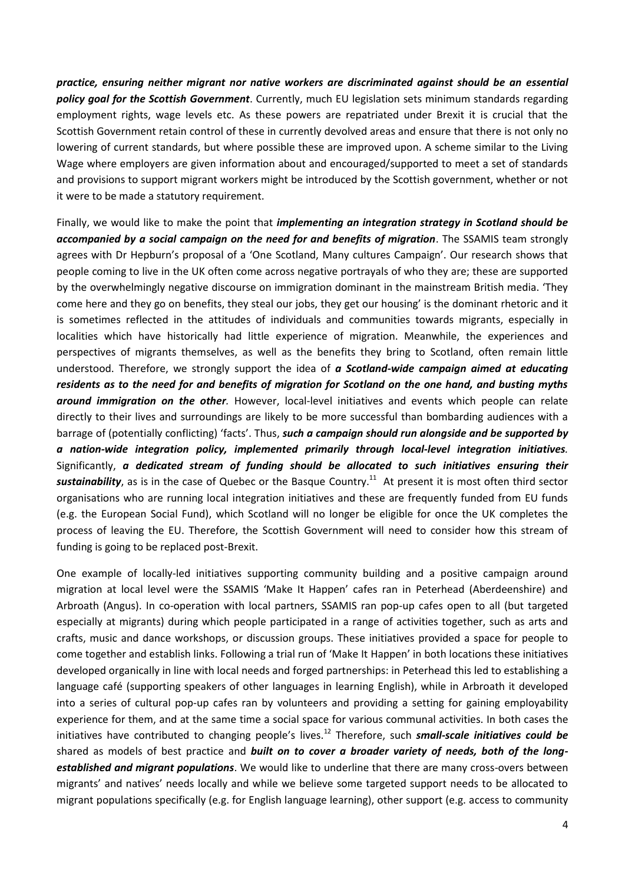***practice, ensuring neither migrant nor native workers are discriminated against should be an essential policy goal for the Scottish Government***. Currently, much EU legislation sets minimum standards regarding employment rights, wage levels etc. As these powers are repatriated under Brexit it is crucial that the Scottish Government retain control of these in currently devolved areas and ensure that there is not only no lowering of current standards, but where possible these are improved upon. A scheme similar to the Living Wage where employers are given information about and encouraged/supported to meet a set of standards and provisions to support migrant workers might be introduced by the Scottish government, whether or not it were to be made a statutory requirement.

Finally, we would like to make the point that ***implementing an integration strategy in Scotland should be accompanied by a social campaign on the need for and benefits of migration***. The SSAMIS team strongly agrees with Dr Hepburn's proposal of a 'One Scotland, Many cultures Campaign'. Our research shows that people coming to live in the UK often come across negative portrayals of who they are; these are supported by the overwhelmingly negative discourse on immigration dominant in the mainstream British media. 'They come here and they go on benefits, they steal our jobs, they get our housing' is the dominant rhetoric and it is sometimes reflected in the attitudes of individuals and communities towards migrants, especially in localities which have historically had little experience of migration. Meanwhile, the experiences and perspectives of migrants themselves, as well as the benefits they bring to Scotland, often remain little understood. Therefore, we strongly support the idea of ***a Scotland-wide campaign aimed at educating residents as to the need for and benefits of migration for Scotland on the one hand, and busting myths around immigration on the other***. However, local-level initiatives and events which people can relate directly to their lives and surroundings are likely to be more successful than bombarding audiences with a barrage of (potentially conflicting) 'facts'. Thus, ***such a campaign should run alongside and be supported by a nation-wide integration policy, implemented primarily through local-level integration initiatives***. Significantly, ***a dedicated stream of funding should be allocated to such initiatives ensuring their sustainability***, as is in the case of Quebec or the Basque Country.[11] At present it is most often third sector organisations who are running local integration initiatives and these are frequently funded from EU funds (e.g. the European Social Fund), which Scotland will no longer be eligible for once the UK completes the process of leaving the EU. Therefore, the Scottish Government will need to consider how this stream of funding is going to be replaced post-Brexit.

One example of locally-led initiatives supporting community building and a positive campaign around migration at local level were the SSAMIS 'Make It Happen' cafes ran in Peterhead (Aberdeenshire) and Arbroath (Angus). In co-operation with local partners, SSAMIS ran pop-up cafes open to all (but targeted especially at migrants) during which people participated in a range of activities together, such as arts and crafts, music and dance workshops, or discussion groups. These initiatives provided a space for people to come together and establish links. Following a trial run of 'Make It Happen' in both locations these initiatives developed organically in line with local needs and forged partnerships: in Peterhead this led to establishing a language café (supporting speakers of other languages in learning English), while in Arbroath it developed into a series of cultural pop-up cafes ran by volunteers and providing a setting for gaining employability experience for them, and at the same time a social space for various communal activities. In both cases the initiatives have contributed to changing people's lives.[12] Therefore, such ***small-scale initiatives could be*** shared as models of best practice and ***built on to cover a broader variety of needs, both of the long-established and migrant populations***. We would like to underline that there are many cross-overs between migrants' and natives' needs locally and while we believe some targeted support needs to be allocated to migrant populations specifically (e.g. for English language learning), other support (e.g. access to community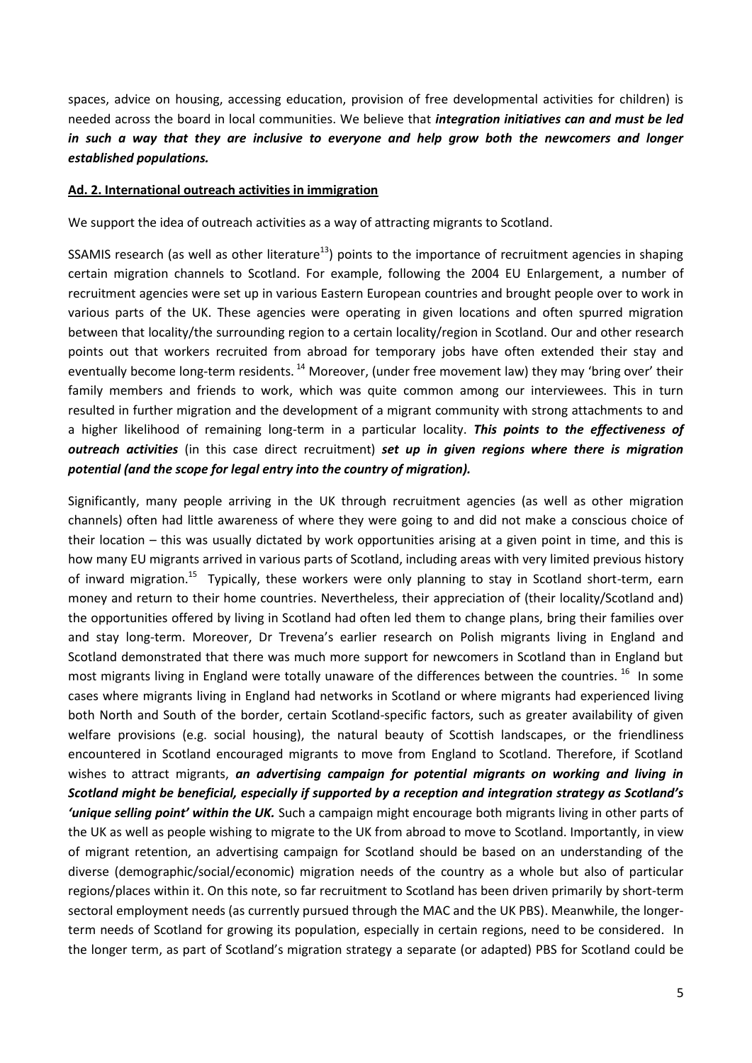spaces, advice on housing, accessing education, provision of free developmental activities for children) is needed across the board in local communities. We believe that ***integration initiatives can and must be led in such a way that they are inclusive to everyone and help grow both the newcomers and longer established populations.***

**Ad. 2. International outreach activities in immigration**

We support the idea of outreach activities as a way of attracting migrants to Scotland.

SSAMIS research (as well as other literature[13]) points to the importance of recruitment agencies in shaping certain migration channels to Scotland. For example, following the 2004 EU Enlargement, a number of recruitment agencies were set up in various Eastern European countries and brought people over to work in various parts of the UK. These agencies were operating in given locations and often spurred migration between that locality/the surrounding region to a certain locality/region in Scotland. Our and other research points out that workers recruited from abroad for temporary jobs have often extended their stay and eventually become long-term residents.[14] Moreover, (under free movement law) they may 'bring over' their family members and friends to work, which was quite common among our interviewees. This in turn resulted in further migration and the development of a migrant community with strong attachments to and a higher likelihood of remaining long-term in a particular locality. ***This points to the effectiveness of outreach activities*** (in this case direct recruitment) ***set up in given regions where there is migration potential (and the scope for legal entry into the country of migration).***

Significantly, many people arriving in the UK through recruitment agencies (as well as other migration channels) often had little awareness of where they were going to and did not make a conscious choice of their location – this was usually dictated by work opportunities arising at a given point in time, and this is how many EU migrants arrived in various parts of Scotland, including areas with very limited previous history of inward migration.[15] Typically, these workers were only planning to stay in Scotland short-term, earn money and return to their home countries. Nevertheless, their appreciation of (their locality/Scotland and) the opportunities offered by living in Scotland had often led them to change plans, bring their families over and stay long-term. Moreover, Dr Trevena's earlier research on Polish migrants living in England and Scotland demonstrated that there was much more support for newcomers in Scotland than in England but most migrants living in England were totally unaware of the differences between the countries.[16] In some cases where migrants living in England had networks in Scotland or where migrants had experienced living both North and South of the border, certain Scotland-specific factors, such as greater availability of given welfare provisions (e.g. social housing), the natural beauty of Scottish landscapes, or the friendliness encountered in Scotland encouraged migrants to move from England to Scotland. Therefore, if Scotland wishes to attract migrants, ***an advertising campaign for potential migrants on working and living in Scotland might be beneficial, especially if supported by a reception and integration strategy as Scotland's 'unique selling point' within the UK.*** Such a campaign might encourage both migrants living in other parts of the UK as well as people wishing to migrate to the UK from abroad to move to Scotland. Importantly, in view of migrant retention, an advertising campaign for Scotland should be based on an understanding of the diverse (demographic/social/economic) migration needs of the country as a whole but also of particular regions/places within it. On this note, so far recruitment to Scotland has been driven primarily by short-term sectoral employment needs (as currently pursued through the MAC and the UK PBS). Meanwhile, the longer-term needs of Scotland for growing its population, especially in certain regions, need to be considered. In the longer term, as part of Scotland's migration strategy a separate (or adapted) PBS for Scotland could be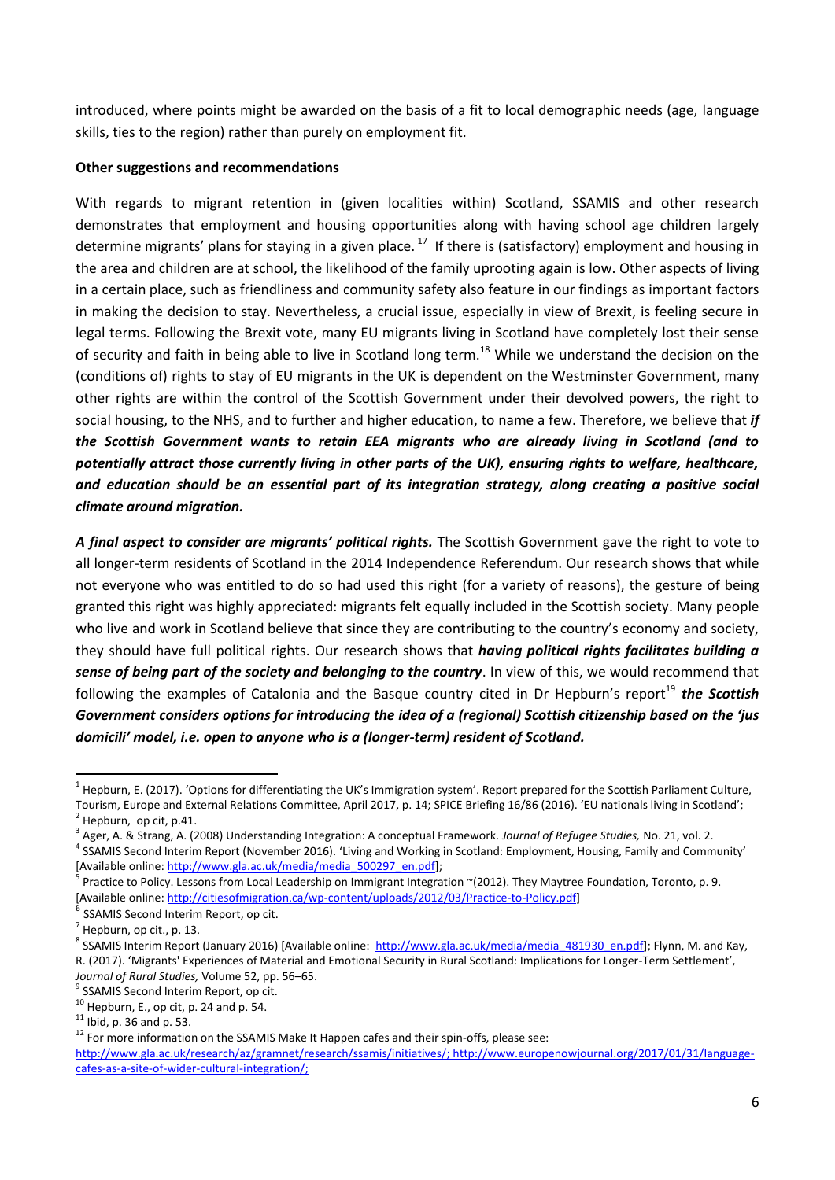introduced, where points might be awarded on the basis of a fit to local demographic needs (age, language skills, ties to the region) rather than purely on employment fit.

**Other suggestions and recommendations**

With regards to migrant retention in (given localities within) Scotland, SSAMIS and other research demonstrates that employment and housing opportunities along with having school age children largely determine migrants' plans for staying in a given place. [17] If there is (satisfactory) employment and housing in the area and children are at school, the likelihood of the family uprooting again is low. Other aspects of living in a certain place, such as friendliness and community safety also feature in our findings as important factors in making the decision to stay. Nevertheless, a crucial issue, especially in view of Brexit, is feeling secure in legal terms. Following the Brexit vote, many EU migrants living in Scotland have completely lost their sense of security and faith in being able to live in Scotland long term.[18] While we understand the decision on the (conditions of) rights to stay of EU migrants in the UK is dependent on the Westminster Government, many other rights are within the control of the Scottish Government under their devolved powers, the right to social housing, to the NHS, and to further and higher education, to name a few. Therefore, we believe that ***if the Scottish Government wants to retain EEA migrants who are already living in Scotland (and to potentially attract those currently living in other parts of the UK), ensuring rights to welfare, healthcare, and education should be an essential part of its integration strategy, along creating a positive social climate around migration.***

***A final aspect to consider are migrants' political rights.*** The Scottish Government gave the right to vote to all longer-term residents of Scotland in the 2014 Independence Referendum. Our research shows that while not everyone who was entitled to do so had used this right (for a variety of reasons), the gesture of being granted this right was highly appreciated: migrants felt equally included in the Scottish society. Many people who live and work in Scotland believe that since they are contributing to the country's economy and society, they should have full political rights. Our research shows that ***having political rights facilitates building a sense of being part of the society and belonging to the country***. In view of this, we would recommend that following the examples of Catalonia and the Basque country cited in Dr Hepburn's report[19] ***the Scottish Government considers options for introducing the idea of a (regional) Scottish citizenship based on the 'jus domicili' model, i.e. open to anyone who is a (longer-term) resident of Scotland.***

---

[1] Hepburn, E. (2017). 'Options for differentiating the UK's Immigration system'. Report prepared for the Scottish Parliament Culture, Tourism, Europe and External Relations Committee, April 2017, p. 14; SPICE Briefing 16/86 (2016). 'EU nationals living in Scotland';

[2] Hepburn, op cit, p.41.

[3] Ager, A. & Strang, A. (2008) Understanding Integration: A conceptual Framework. *Journal of Refugee Studies,* No. 21, vol. 2.

[4] SSAMIS Second Interim Report (November 2016). 'Living and Working in Scotland: Employment, Housing, Family and Community' [Available online: http://www.gla.ac.uk/media/media_500297_en.pdf];

[5] Practice to Policy. Lessons from Local Leadership on Immigrant Integration ~(2012). They Maytree Foundation, Toronto, p. 9. [Available online: http://citiesofmigration.ca/wp-content/uploads/2012/03/Practice-to-Policy.pdf]

[6] SSAMIS Second Interim Report, op cit.

[7] Hepburn, op cit., p. 13.

[8] SSAMIS Interim Report (January 2016) [Available online: http://www.gla.ac.uk/media/media_481930_en.pdf]; Flynn, M. and Kay, R. (2017). 'Migrants' Experiences of Material and Emotional Security in Rural Scotland: Implications for Longer-Term Settlement', *Journal of Rural Studies,* Volume 52, pp. 56–65.

[9] SSAMIS Second Interim Report, op cit.

[10] Hepburn, E., op cit, p. 24 and p. 54.

[11] Ibid, p. 36 and p. 53.

[12] For more information on the SSAMIS Make It Happen cafes and their spin-offs, please see: http://www.gla.ac.uk/research/az/gramnet/research/ssamis/initiatives/; http://www.europenowjournal.org/2017/01/31/language-cafes-as-a-site-of-wider-cultural-integration/;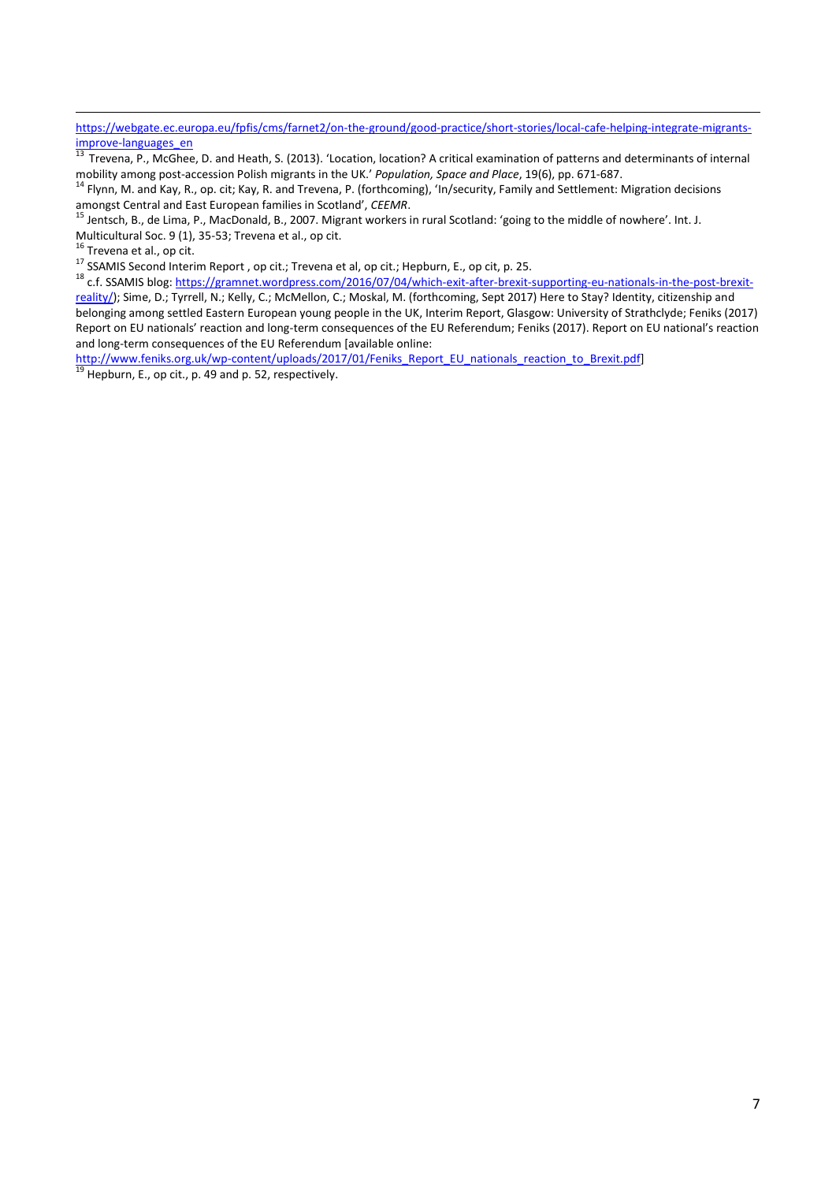https://webgate.ec.europa.eu/fpfis/cms/farnet2/on-the-ground/good-practice/short-stories/local-cafe-helping-integrate-migrants-improve-languages_en

[13] Trevena, P., McGhee, D. and Heath, S. (2013). 'Location, location? A critical examination of patterns and determinants of internal mobility among post-accession Polish migrants in the UK.' *Population, Space and Place*, 19(6), pp. 671-687.

[14] Flynn, M. and Kay, R., op. cit; Kay, R. and Trevena, P. (forthcoming), 'In/security, Family and Settlement: Migration decisions amongst Central and East European families in Scotland', *CEEMR*.

[15] Jentsch, B., de Lima, P., MacDonald, B., 2007. Migrant workers in rural Scotland: 'going to the middle of nowhere'. Int. J. Multicultural Soc. 9 (1), 35-53; Trevena et al., op cit.

[16] Trevena et al., op cit.

[17] SSAMIS Second Interim Report , op cit.; Trevena et al, op cit.; Hepburn, E., op cit, p. 25.

[18] c.f. SSAMIS blog: https://gramnet.wordpress.com/2016/07/04/which-exit-after-brexit-supporting-eu-nationals-in-the-post-brexit-reality/); Sime, D.; Tyrrell, N.; Kelly, C.; McMellon, C.; Moskal, M. (forthcoming, Sept 2017) Here to Stay? Identity, citizenship and belonging among settled Eastern European young people in the UK, Interim Report, Glasgow: University of Strathclyde; Feniks (2017) Report on EU nationals' reaction and long-term consequences of the EU Referendum; Feniks (2017). Report on EU national's reaction and long-term consequences of the EU Referendum [available online: http://www.feniks.org.uk/wp-content/uploads/2017/01/Feniks_Report_EU_nationals_reaction_to_Brexit.pdf]

[19] Hepburn, E., op cit., p. 49 and p. 52, respectively.